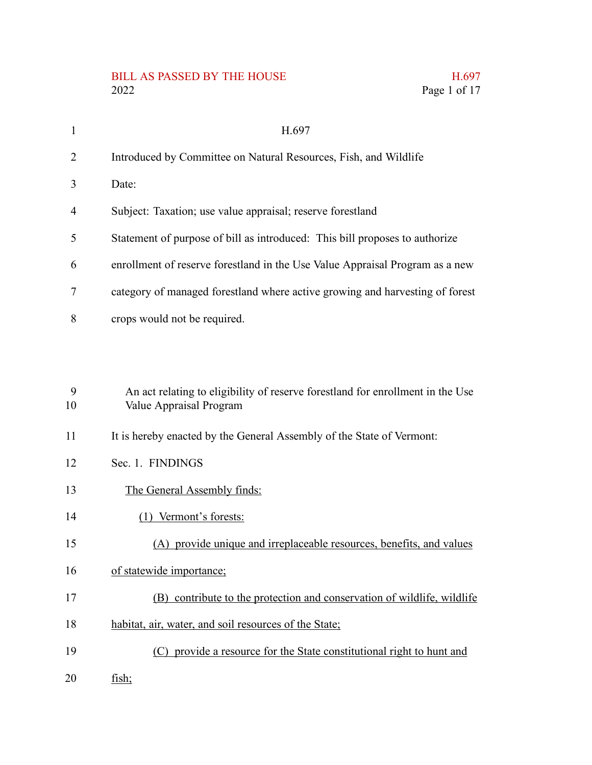H.697

Introduced by Committee on Natural Resources, Fish, and Wildlife

Date:

Subject: Taxation; use value appraisal; reserve forestland

Statement of purpose of bill as introduced: This bill proposes to authorize enrollment of reserve forestland in the Use Value Appraisal Program as a new category of managed forestland where active growing and harvesting of forest crops would not be required.

An act relating to eligibility of reserve forestland for enrollment in the Use Value Appraisal Program

It is hereby enacted by the General Assembly of the State of Vermont:

Sec. 1. FINDINGS

The General Assembly finds:

(1) Vermont's forests:

(A) provide unique and irreplaceable resources, benefits, and values of statewide importance;

(B) contribute to the protection and conservation of wildlife, wildlife habitat, air, water, and soil resources of the State;

(C) provide a resource for the State constitutional right to hunt and fish;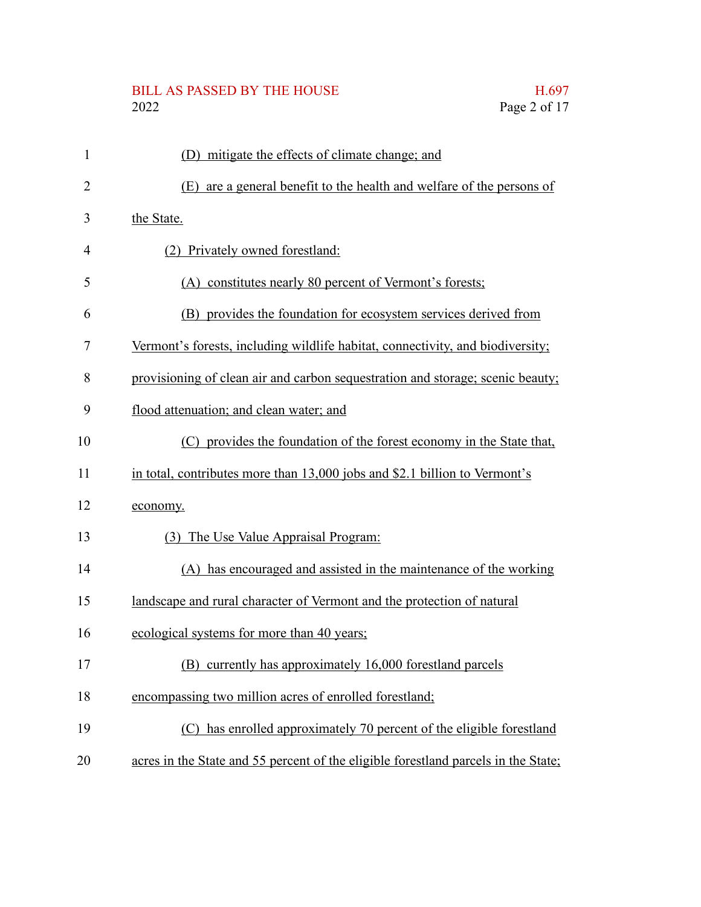(D) mitigate the effects of climate change; and

(E) are a general benefit to the health and welfare of the persons of the State.

(2) Privately owned forestland:

(A) constitutes nearly 80 percent of Vermont's forests;

(B) provides the foundation for ecosystem services derived from Vermont's forests, including wildlife habitat, connectivity, and biodiversity; provisioning of clean air and carbon sequestration and storage; scenic beauty; flood attenuation; and clean water; and

(C) provides the foundation of the forest economy in the State that, in total, contributes more than 13,000 jobs and $2.1 billion to Vermont's economy.

(3) The Use Value Appraisal Program:

(A) has encouraged and assisted in the maintenance of the working landscape and rural character of Vermont and the protection of natural ecological systems for more than 40 years;

(B) currently has approximately 16,000 forestland parcels encompassing two million acres of enrolled forestland;

(C) has enrolled approximately 70 percent of the eligible forestland acres in the State and 55 percent of the eligible forestland parcels in the State;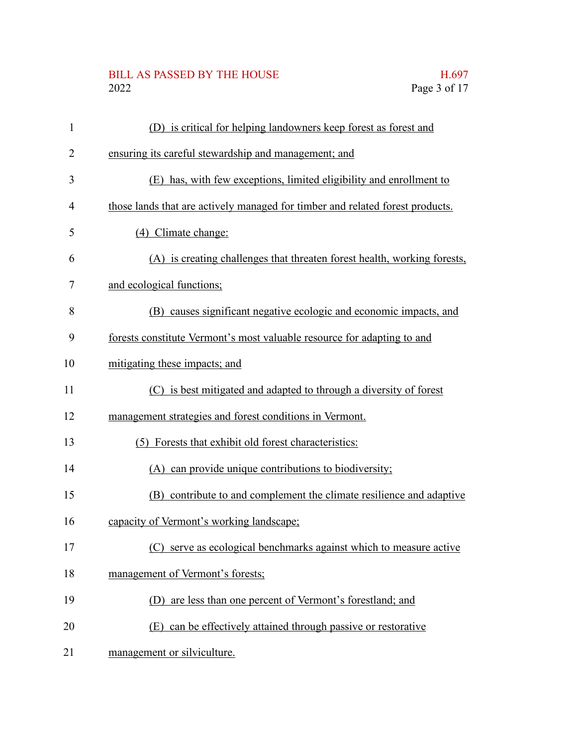(D) is critical for helping landowners keep forest as forest and ensuring its careful stewardship and management; and

(E) has, with few exceptions, limited eligibility and enrollment to those lands that are actively managed for timber and related forest products.

(4) Climate change:

(A) is creating challenges that threaten forest health, working forests, and ecological functions;

(B) causes significant negative ecologic and economic impacts, and forests constitute Vermont's most valuable resource for adapting to and mitigating these impacts; and

(C) is best mitigated and adapted to through a diversity of forest management strategies and forest conditions in Vermont.

(5) Forests that exhibit old forest characteristics:

(A) can provide unique contributions to biodiversity;

(B) contribute to and complement the climate resilience and adaptive capacity of Vermont's working landscape;

(C) serve as ecological benchmarks against which to measure active management of Vermont's forests;

(D) are less than one percent of Vermont's forestland; and

(E) can be effectively attained through passive or restorative management or silviculture.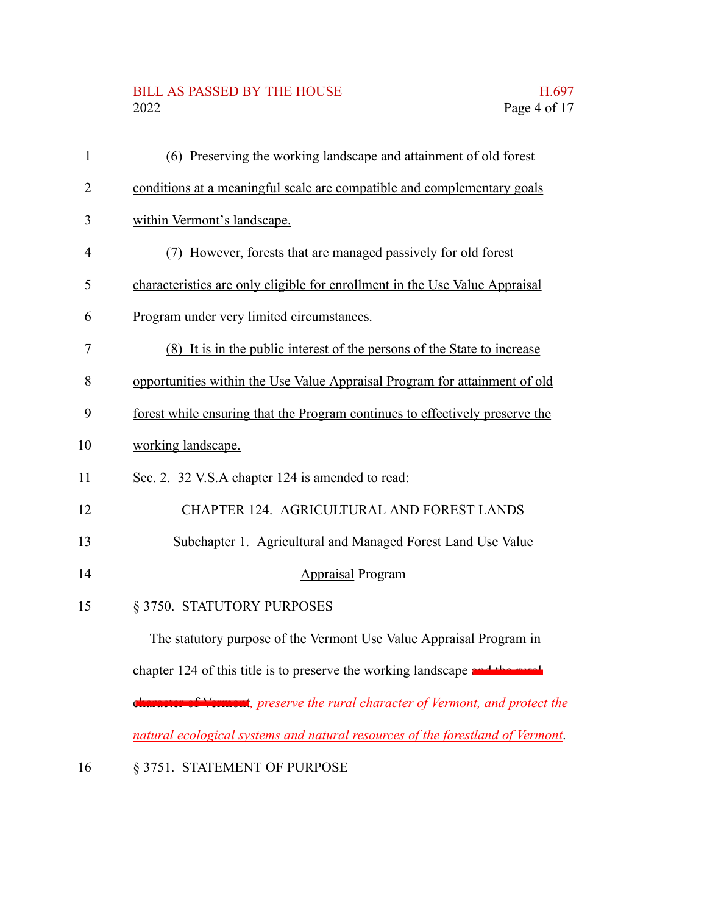(6) Preserving the working landscape and attainment of old forest conditions at a meaningful scale are compatible and complementary goals within Vermont's landscape.

(7) However, forests that are managed passively for old forest characteristics are only eligible for enrollment in the Use Value Appraisal Program under very limited circumstances.

(8) It is in the public interest of the persons of the State to increase opportunities within the Use Value Appraisal Program for attainment of old forest while ensuring that the Program continues to effectively preserve the working landscape.

Sec. 2. 32 V.S.A chapter 124 is amended to read:

CHAPTER 124. AGRICULTURAL AND FOREST LANDS

Subchapter 1. Agricultural and Managed Forest Land Use Value Appraisal Program

§ 3750. STATUTORY PURPOSES

The statutory purpose of the Vermont Use Value Appraisal Program in chapter 124 of this title is to preserve the working landscape ~~and the rural character of Vermont~~*, preserve the rural character of Vermont, and protect the natural ecological systems and natural resources of the forestland of Vermont*.

§ 3751. STATEMENT OF PURPOSE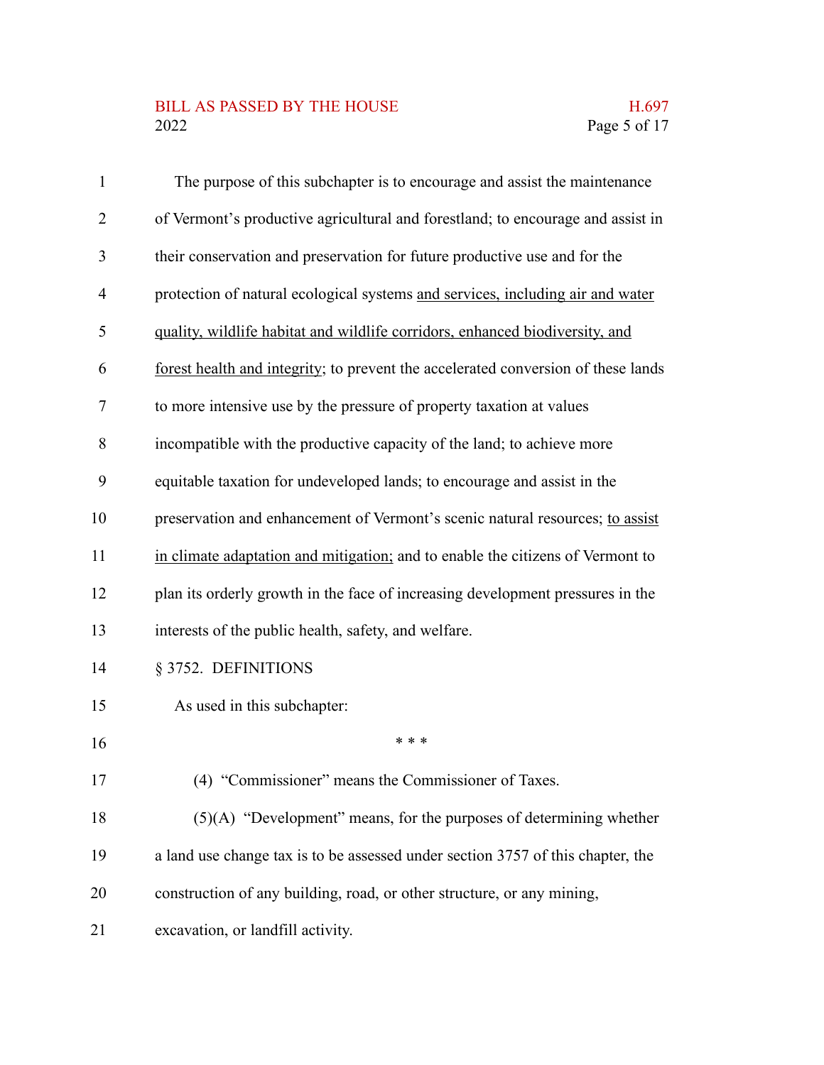The purpose of this subchapter is to encourage and assist the maintenance of Vermont's productive agricultural and forestland; to encourage and assist in their conservation and preservation for future productive use and for the protection of natural ecological systems <u>and services, including air and water quality, wildlife habitat and wildlife corridors, enhanced biodiversity, and forest health and integrity</u>; to prevent the accelerated conversion of these lands to more intensive use by the pressure of property taxation at values incompatible with the productive capacity of the land; to achieve more equitable taxation for undeveloped lands; to encourage and assist in the preservation and enhancement of Vermont's scenic natural resources; <u>to assist in climate adaptation and mitigation;</u> and to enable the citizens of Vermont to plan its orderly growth in the face of increasing development pressures in the interests of the public health, safety, and welfare.

§ 3752. DEFINITIONS

As used in this subchapter:

\* \* \*

(4) "Commissioner" means the Commissioner of Taxes.

(5)(A) "Development" means, for the purposes of determining whether a land use change tax is to be assessed under section 3757 of this chapter, the construction of any building, road, or other structure, or any mining, excavation, or landfill activity.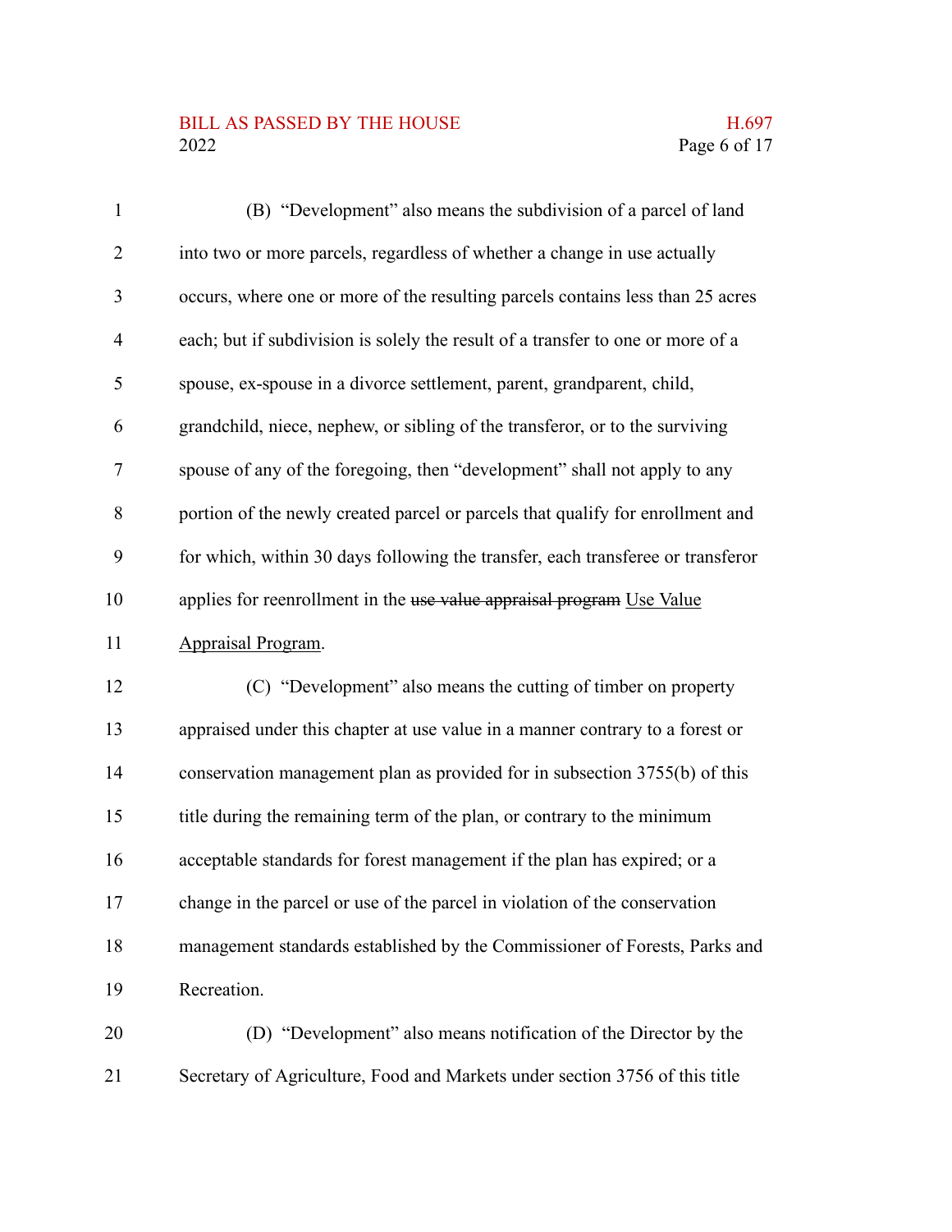(B) "Development" also means the subdivision of a parcel of land into two or more parcels, regardless of whether a change in use actually occurs, where one or more of the resulting parcels contains less than 25 acres each; but if subdivision is solely the result of a transfer to one or more of a spouse, ex-spouse in a divorce settlement, parent, grandparent, child, grandchild, niece, nephew, or sibling of the transferor, or to the surviving spouse of any of the foregoing, then "development" shall not apply to any portion of the newly created parcel or parcels that qualify for enrollment and for which, within 30 days following the transfer, each transferee or transferor applies for reenrollment in the ~~use value appraisal program~~ Use Value Appraisal Program.

(C) "Development" also means the cutting of timber on property appraised under this chapter at use value in a manner contrary to a forest or conservation management plan as provided for in subsection 3755(b) of this title during the remaining term of the plan, or contrary to the minimum acceptable standards for forest management if the plan has expired; or a change in the parcel or use of the parcel in violation of the conservation management standards established by the Commissioner of Forests, Parks and Recreation.

(D) "Development" also means notification of the Director by the Secretary of Agriculture, Food and Markets under section 3756 of this title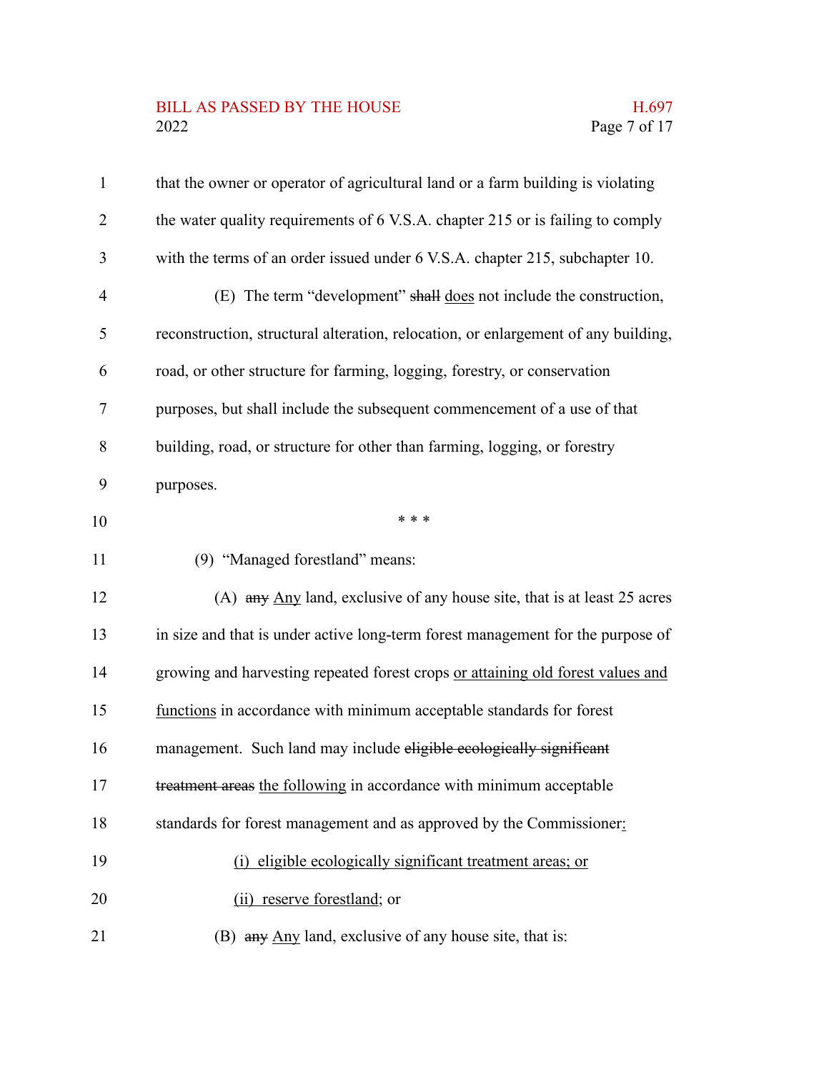that the owner or operator of agricultural land or a farm building is violating the water quality requirements of 6 V.S.A. chapter 215 or is failing to comply with the terms of an order issued under 6 V.S.A. chapter 215, subchapter 10.

(E) The term "development" ~~shall~~ <u>does</u> not include the construction, reconstruction, structural alteration, relocation, or enlargement of any building, road, or other structure for farming, logging, forestry, or conservation purposes, but shall include the subsequent commencement of a use of that building, road, or structure for other than farming, logging, or forestry purposes.

\* \* \*

(9) "Managed forestland" means:

(A) ~~any~~ <u>Any</u> land, exclusive of any house site, that is at least 25 acres in size and that is under active long-term forest management for the purpose of growing and harvesting repeated forest crops <u>or attaining old forest values and functions</u> in accordance with minimum acceptable standards for forest management. Such land may include ~~eligible ecologically significant treatment areas~~ <u>the following</u> in accordance with minimum acceptable standards for forest management and as approved by the Commissioner<u>:</u>

<u>(i) eligible ecologically significant treatment areas; or</u>

<u>(ii) reserve forestland</u>; or

(B) ~~any~~ <u>Any</u> land, exclusive of any house site, that is: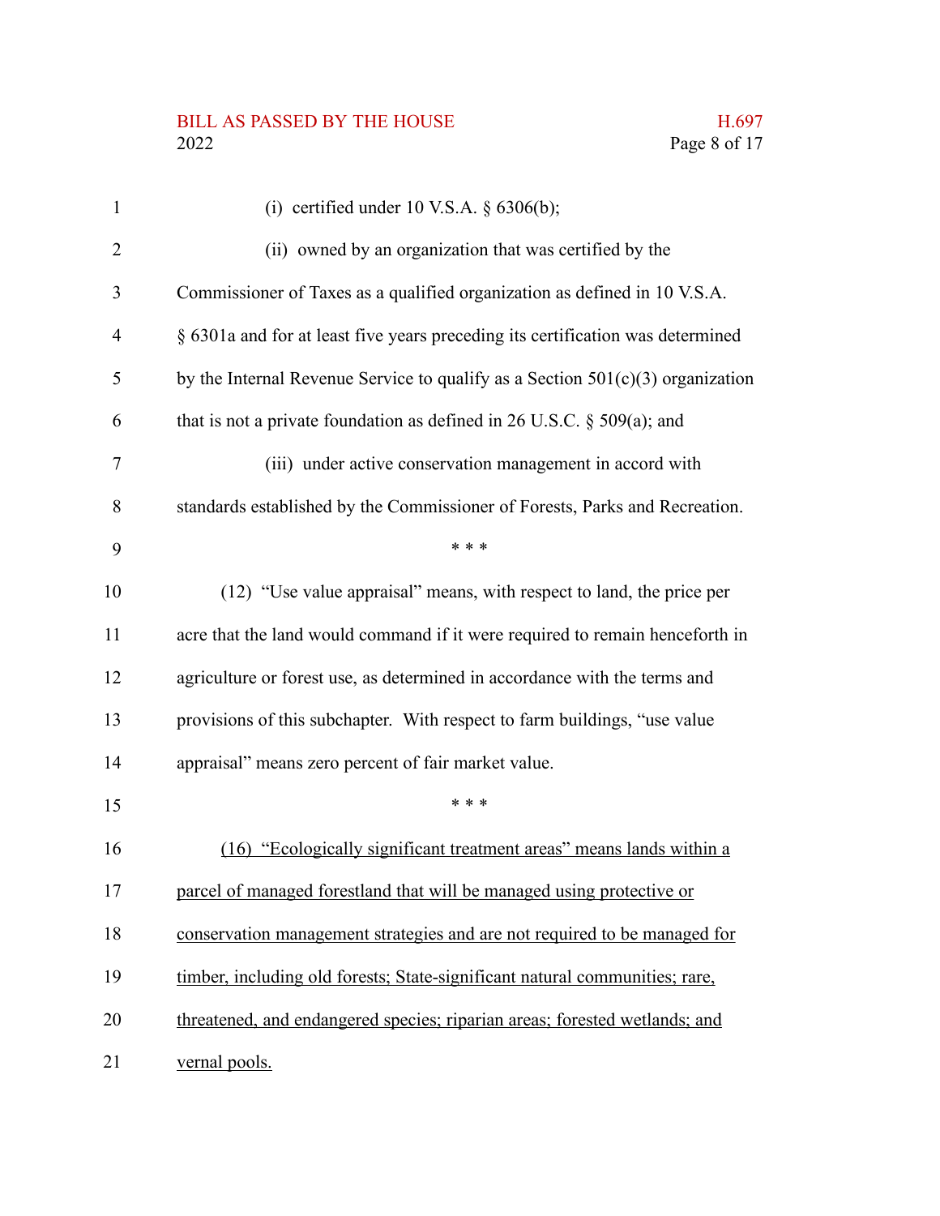(i) certified under 10 V.S.A. § 6306(b);

(ii) owned by an organization that was certified by the Commissioner of Taxes as a qualified organization as defined in 10 V.S.A. § 6301a and for at least five years preceding its certification was determined by the Internal Revenue Service to qualify as a Section 501(c)(3) organization that is not a private foundation as defined in 26 U.S.C. § 509(a); and

(iii) under active conservation management in accord with standards established by the Commissioner of Forests, Parks and Recreation.

\* \* \*

(12) "Use value appraisal" means, with respect to land, the price per acre that the land would command if it were required to remain henceforth in agriculture or forest use, as determined in accordance with the terms and provisions of this subchapter. With respect to farm buildings, "use value appraisal" means zero percent of fair market value.

\* \* \*

<u>(16) "Ecologically significant treatment areas" means lands within a parcel of managed forestland that will be managed using protective or conservation management strategies and are not required to be managed for timber, including old forests; State-significant natural communities; rare, threatened, and endangered species; riparian areas; forested wetlands; and vernal pools.</u>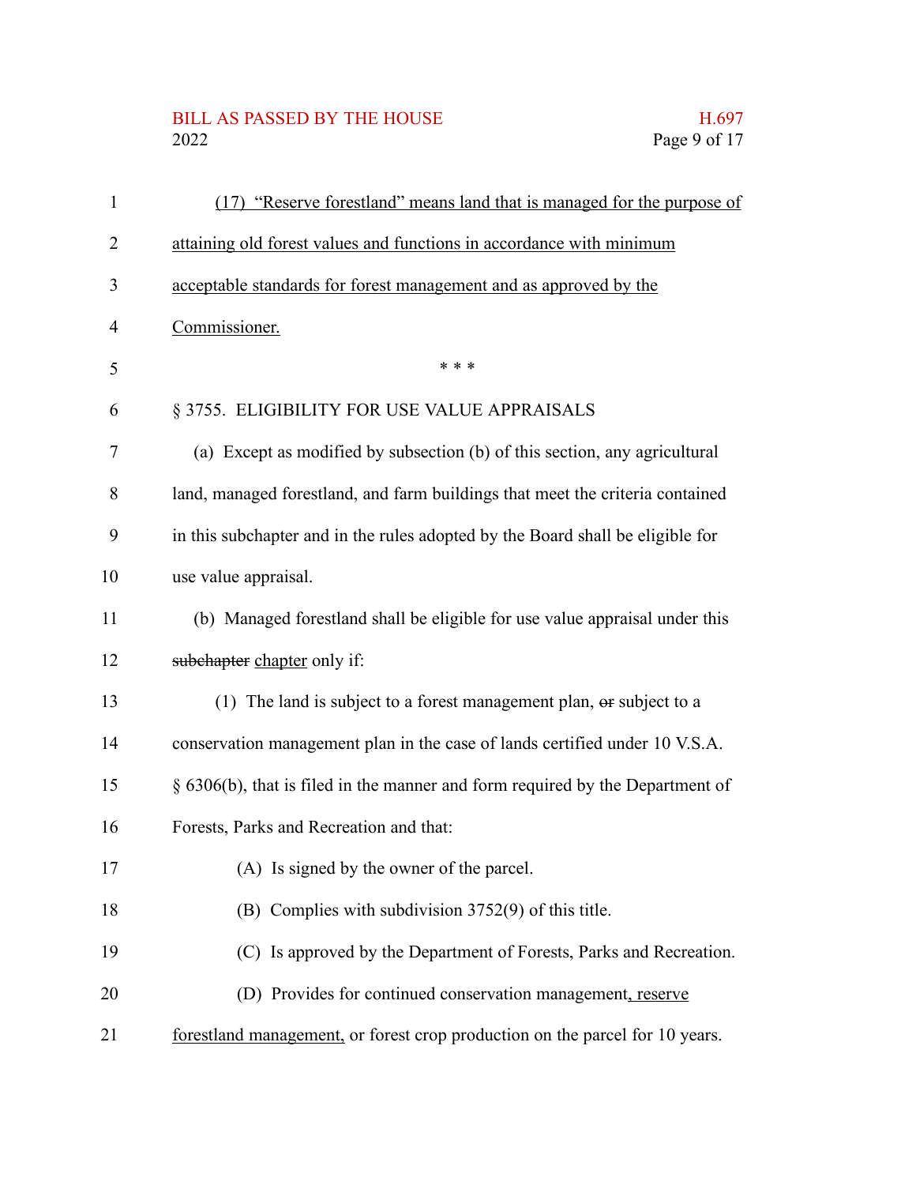(17) "Reserve forestland" means land that is managed for the purpose of attaining old forest values and functions in accordance with minimum acceptable standards for forest management and as approved by the Commissioner.

\* \* \*

§ 3755. ELIGIBILITY FOR USE VALUE APPRAISALS

(a) Except as modified by subsection (b) of this section, any agricultural land, managed forestland, and farm buildings that meet the criteria contained in this subchapter and in the rules adopted by the Board shall be eligible for use value appraisal.

(b) Managed forestland shall be eligible for use value appraisal under this ~~subchapter~~ chapter only if:

(1) The land is subject to a forest management plan, ~~or~~ subject to a conservation management plan in the case of lands certified under 10 V.S.A. § 6306(b), that is filed in the manner and form required by the Department of Forests, Parks and Recreation and that:

(A) Is signed by the owner of the parcel.

(B) Complies with subdivision 3752(9) of this title.

(C) Is approved by the Department of Forests, Parks and Recreation.

(D) Provides for continued conservation management, reserve forestland management, or forest crop production on the parcel for 10 years.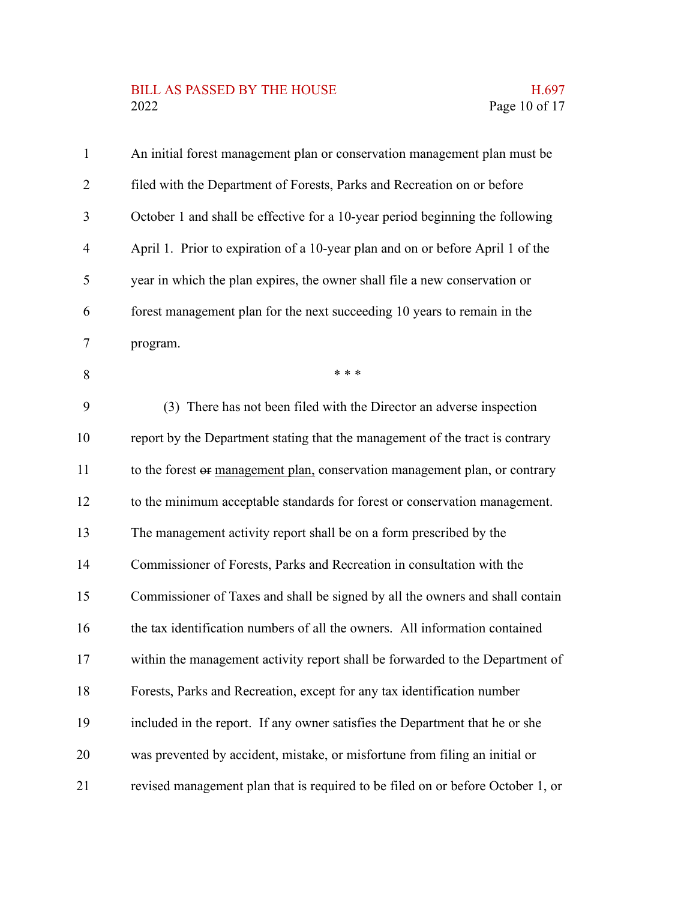An initial forest management plan or conservation management plan must be filed with the Department of Forests, Parks and Recreation on or before October 1 and shall be effective for a 10-year period beginning the following April 1. Prior to expiration of a 10-year plan and on or before April 1 of the year in which the plan expires, the owner shall file a new conservation or forest management plan for the next succeeding 10 years to remain in the program.

\* \* \*

(3) There has not been filed with the Director an adverse inspection report by the Department stating that the management of the tract is contrary to the forest ~~or~~ <u>management plan,</u> conservation management plan, or contrary to the minimum acceptable standards for forest or conservation management. The management activity report shall be on a form prescribed by the Commissioner of Forests, Parks and Recreation in consultation with the Commissioner of Taxes and shall be signed by all the owners and shall contain the tax identification numbers of all the owners. All information contained within the management activity report shall be forwarded to the Department of Forests, Parks and Recreation, except for any tax identification number included in the report. If any owner satisfies the Department that he or she was prevented by accident, mistake, or misfortune from filing an initial or revised management plan that is required to be filed on or before October 1, or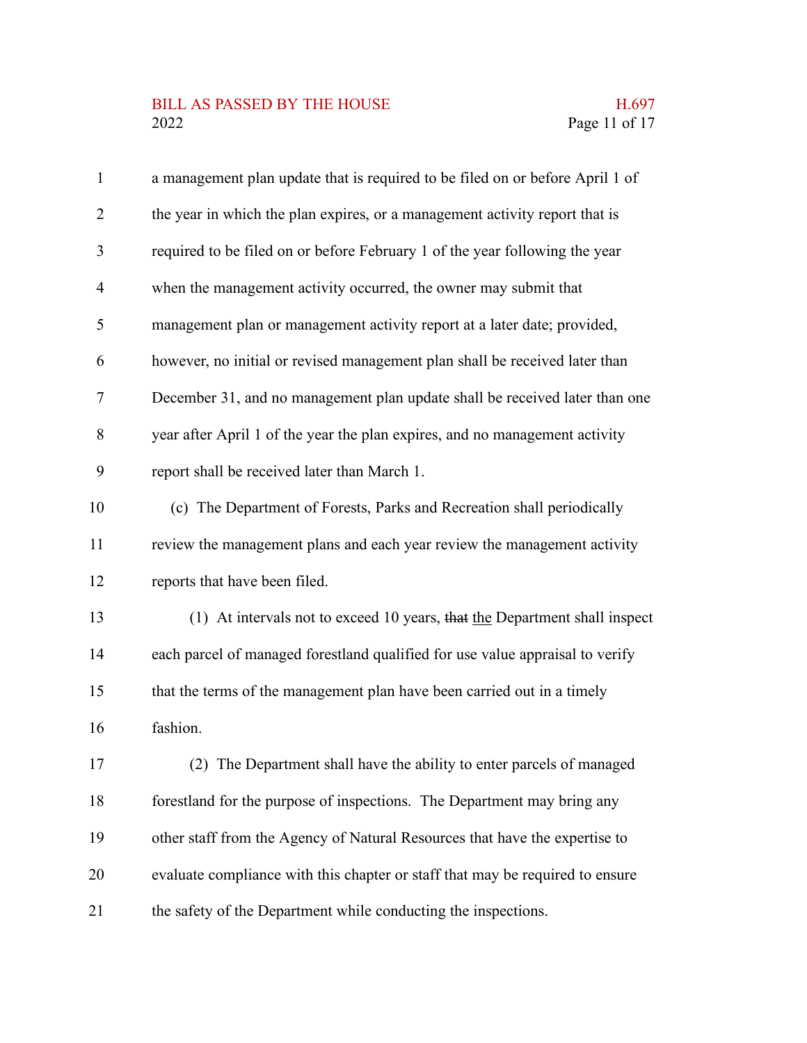a management plan update that is required to be filed on or before April 1 of the year in which the plan expires, or a management activity report that is required to be filed on or before February 1 of the year following the year when the management activity occurred, the owner may submit that management plan or management activity report at a later date; provided, however, no initial or revised management plan shall be received later than December 31, and no management plan update shall be received later than one year after April 1 of the year the plan expires, and no management activity report shall be received later than March 1.

(c) The Department of Forests, Parks and Recreation shall periodically review the management plans and each year review the management activity reports that have been filed.

(1) At intervals not to exceed 10 years, ~~that~~ the Department shall inspect each parcel of managed forestland qualified for use value appraisal to verify that the terms of the management plan have been carried out in a timely fashion.

(2) The Department shall have the ability to enter parcels of managed forestland for the purpose of inspections. The Department may bring any other staff from the Agency of Natural Resources that have the expertise to evaluate compliance with this chapter or staff that may be required to ensure the safety of the Department while conducting the inspections.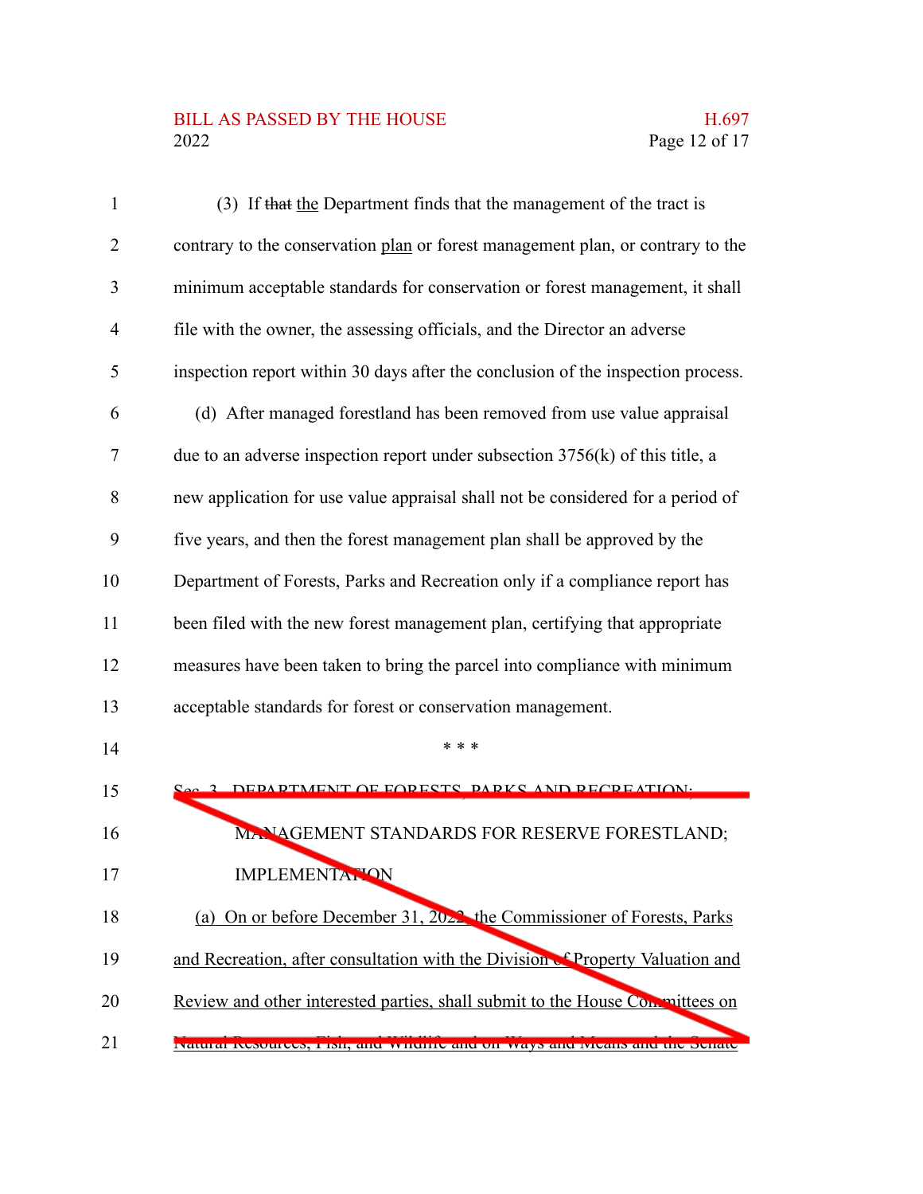(3) If ~~that~~ <u>the</u> Department finds that the management of the tract is contrary to the conservation <u>plan</u> or forest management plan, or contrary to the minimum acceptable standards for conservation or forest management, it shall file with the owner, the assessing officials, and the Director an adverse inspection report within 30 days after the conclusion of the inspection process.

(d) After managed forestland has been removed from use value appraisal due to an adverse inspection report under subsection 3756(k) of this title, a new application for use value appraisal shall not be considered for a period of five years, and then the forest management plan shall be approved by the Department of Forests, Parks and Recreation only if a compliance report has been filed with the new forest management plan, certifying that appropriate measures have been taken to bring the parcel into compliance with minimum acceptable standards for forest or conservation management.

\* \* \*

Sec. 3. DEPARTMENT OF FORESTS, PARKS AND RECREATION; MANAGEMENT STANDARDS FOR RESERVE FORESTLAND; IMPLEMENTATION

<u>(a) On or before December 31, 2022, the Commissioner of Forests, Parks and Recreation, after consultation with the Division of Property Valuation and Review and other interested parties, shall submit to the House Committees on Natural Resources, Fish, and Wildlife and on Ways and Means and the Senate</u>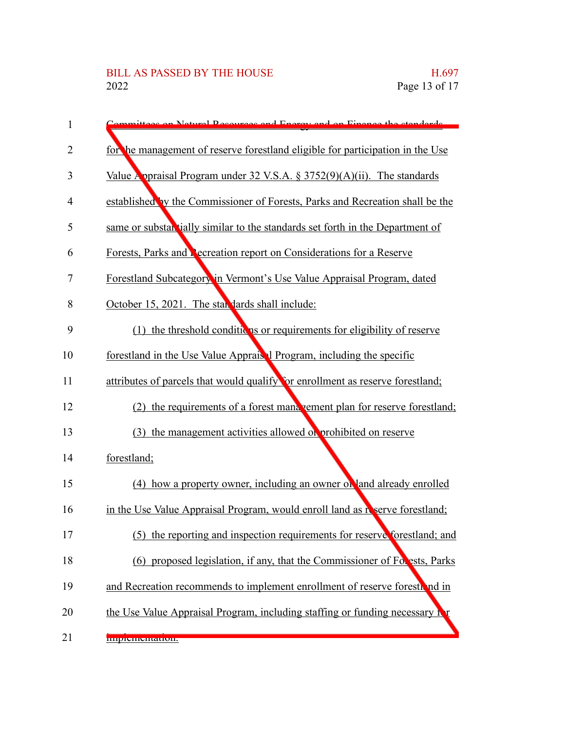Committees on Natural Resources and Energy and on Finance the standards for the management of reserve forestland eligible for participation in the Use Value Appraisal Program under 32 V.S.A. § 3752(9)(A)(ii). The standards established by the Commissioner of Forests, Parks and Recreation shall be the same or substantially similar to the standards set forth in the Department of Forests, Parks and Recreation report on Considerations for a Reserve Forestland Subcategory in Vermont's Use Value Appraisal Program, dated October 15, 2021. The standards shall include:

(1) the threshold conditions or requirements for eligibility of reserve forestland in the Use Value Appraisal Program, including the specific attributes of parcels that would qualify for enrollment as reserve forestland;

(2) the requirements of a forest management plan for reserve forestland;

(3) the management activities allowed or prohibited on reserve forestland;

(4) how a property owner, including an owner of land already enrolled in the Use Value Appraisal Program, would enroll land as reserve forestland;

(5) the reporting and inspection requirements for reserve forestland; and

(6) proposed legislation, if any, that the Commissioner of Forests, Parks and Recreation recommends to implement enrollment of reserve forestland in the Use Value Appraisal Program, including staffing or funding necessary for implementation.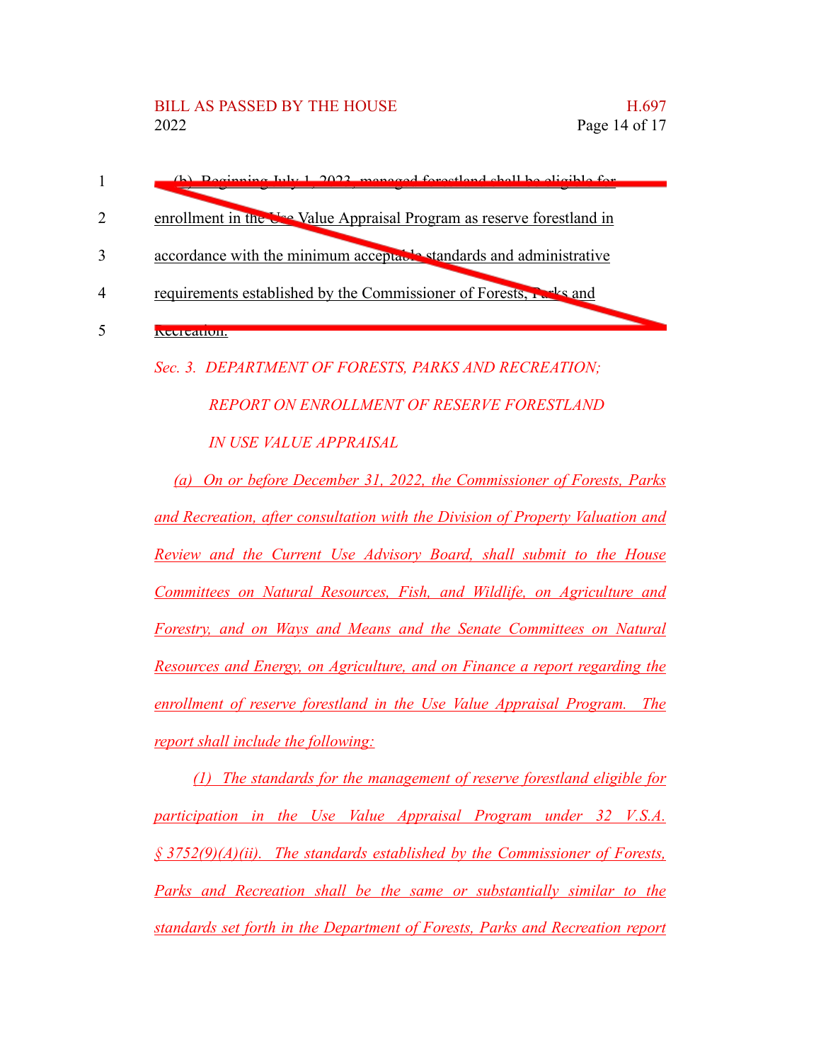(b) Beginning July 1, 2023, managed forestland shall be eligible for enrollment in the Use Value Appraisal Program as reserve forestland in accordance with the minimum acceptable standards and administrative requirements established by the Commissioner of Forests, Parks and Recreation.

*Sec. 3. DEPARTMENT OF FORESTS, PARKS AND RECREATION; REPORT ON ENROLLMENT OF RESERVE FORESTLAND IN USE VALUE APPRAISAL*

*(a) On or before December 31, 2022, the Commissioner of Forests, Parks and Recreation, after consultation with the Division of Property Valuation and Review and the Current Use Advisory Board, shall submit to the House Committees on Natural Resources, Fish, and Wildlife, on Agriculture and Forestry, and on Ways and Means and the Senate Committees on Natural Resources and Energy, on Agriculture, and on Finance a report regarding the enrollment of reserve forestland in the Use Value Appraisal Program. The report shall include the following:*

*(1) The standards for the management of reserve forestland eligible for participation in the Use Value Appraisal Program under 32 V.S.A. § 3752(9)(A)(ii). The standards established by the Commissioner of Forests, Parks and Recreation shall be the same or substantially similar to the standards set forth in the Department of Forests, Parks and Recreation report*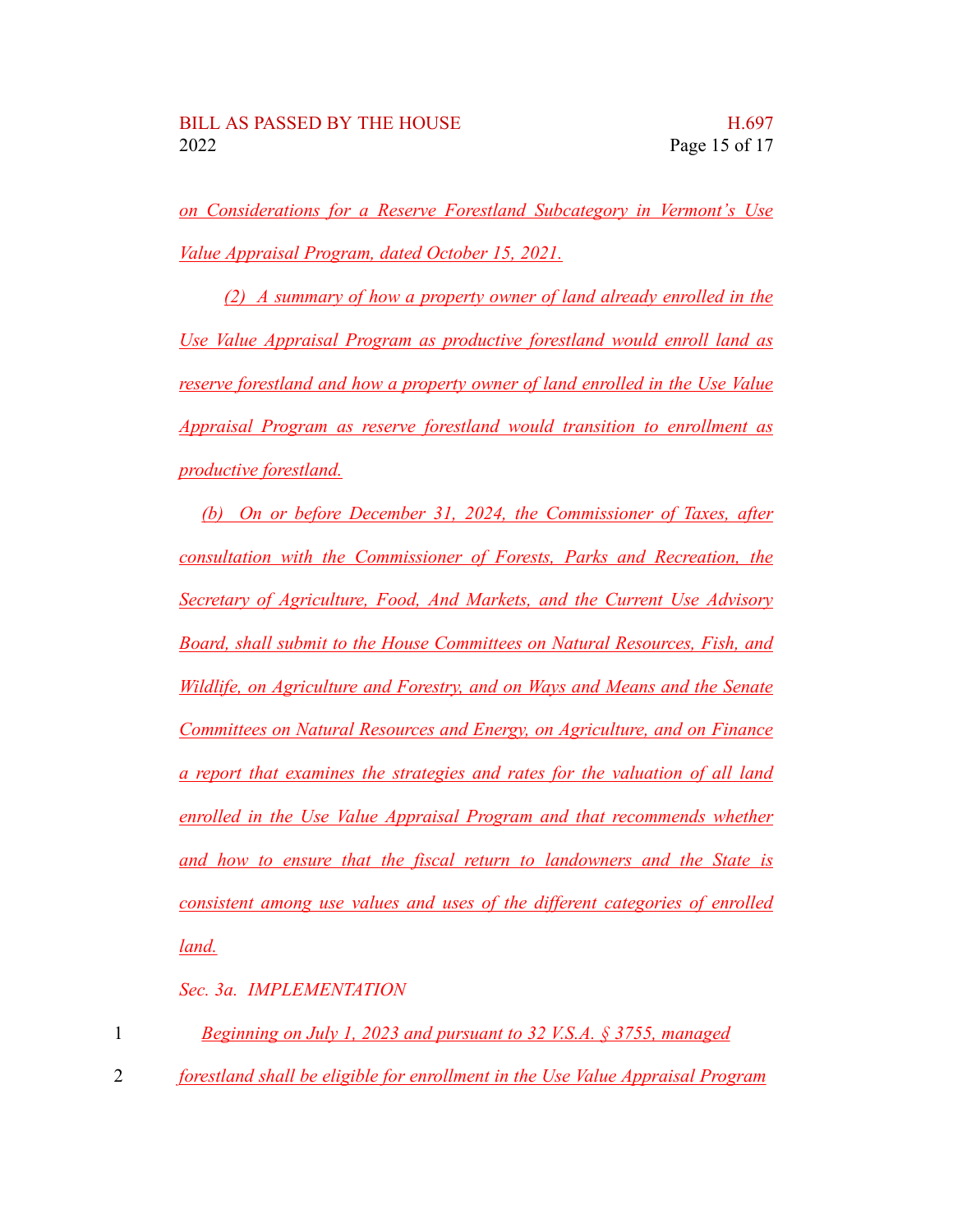*on Considerations for a Reserve Forestland Subcategory in Vermont's Use Value Appraisal Program, dated October 15, 2021.*

*(2) A summary of how a property owner of land already enrolled in the Use Value Appraisal Program as productive forestland would enroll land as reserve forestland and how a property owner of land enrolled in the Use Value Appraisal Program as reserve forestland would transition to enrollment as productive forestland.*

*(b) On or before December 31, 2024, the Commissioner of Taxes, after consultation with the Commissioner of Forests, Parks and Recreation, the Secretary of Agriculture, Food, And Markets, and the Current Use Advisory Board, shall submit to the House Committees on Natural Resources, Fish, and Wildlife, on Agriculture and Forestry, and on Ways and Means and the Senate Committees on Natural Resources and Energy, on Agriculture, and on Finance a report that examines the strategies and rates for the valuation of all land enrolled in the Use Value Appraisal Program and that recommends whether and how to ensure that the fiscal return to landowners and the State is consistent among use values and uses of the different categories of enrolled land.*

*Sec. 3a. IMPLEMENTATION*

*Beginning on July 1, 2023 and pursuant to 32 V.S.A. § 3755, managed forestland shall be eligible for enrollment in the Use Value Appraisal Program*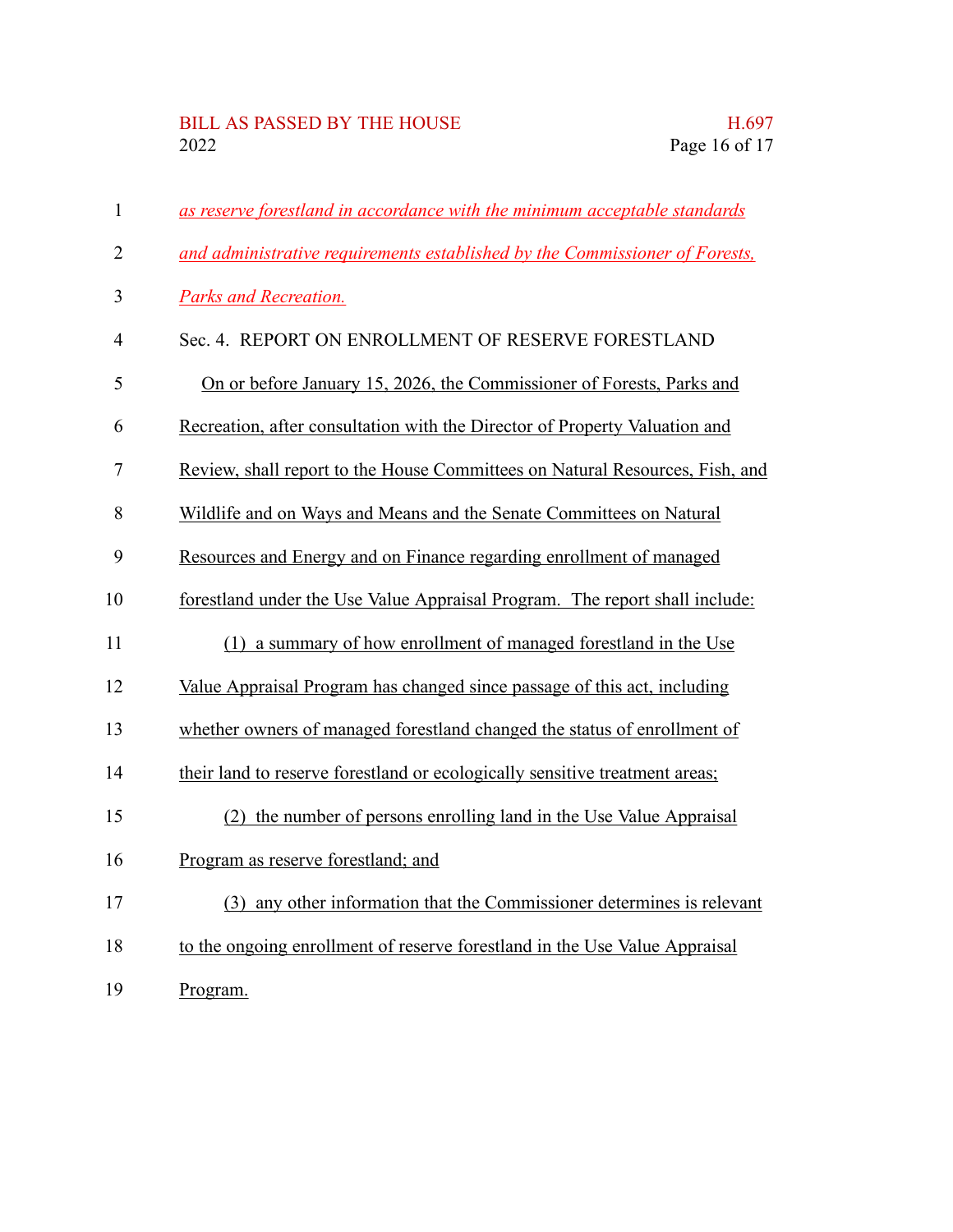*as reserve forestland in accordance with the minimum acceptable standards and administrative requirements established by the Commissioner of Forests, Parks and Recreation.*

Sec. 4. REPORT ON ENROLLMENT OF RESERVE FORESTLAND

On or before January 15, 2026, the Commissioner of Forests, Parks and Recreation, after consultation with the Director of Property Valuation and Review, shall report to the House Committees on Natural Resources, Fish, and Wildlife and on Ways and Means and the Senate Committees on Natural Resources and Energy and on Finance regarding enrollment of managed forestland under the Use Value Appraisal Program. The report shall include:

(1) a summary of how enrollment of managed forestland in the Use Value Appraisal Program has changed since passage of this act, including whether owners of managed forestland changed the status of enrollment of their land to reserve forestland or ecologically sensitive treatment areas;

(2) the number of persons enrolling land in the Use Value Appraisal Program as reserve forestland; and

(3) any other information that the Commissioner determines is relevant to the ongoing enrollment of reserve forestland in the Use Value Appraisal Program.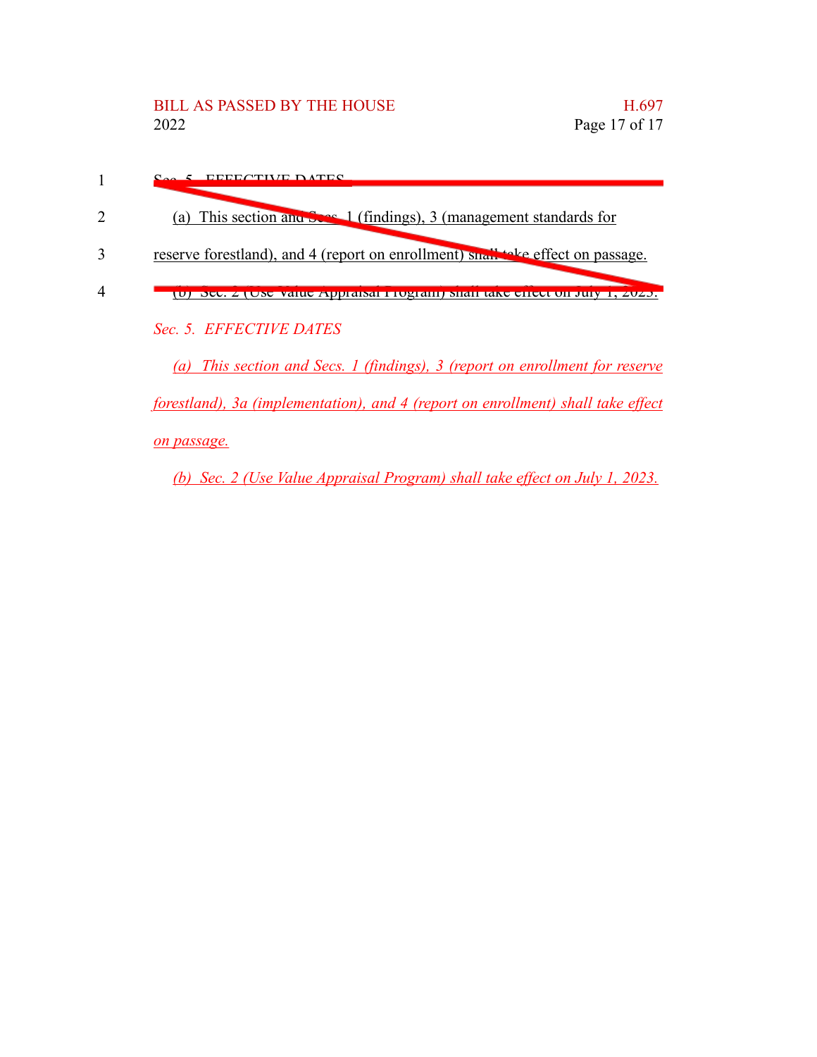~~Sec. 5. EFFECTIVE DATES~~

~~(a) This section and Secs. 1 (findings), 3 (management standards for reserve forestland), and 4 (report on enrollment) shall take effect on passage.~~

~~(b) Sec. 2 (Use Value Appraisal Program) shall take effect on July 1, 2023.~~

*Sec. 5. EFFECTIVE DATES*

*(a) This section and Secs. 1 (findings), 3 (report on enrollment for reserve forestland), 3a (implementation), and 4 (report on enrollment) shall take effect on passage.*

*(b) Sec. 2 (Use Value Appraisal Program) shall take effect on July 1, 2023.*